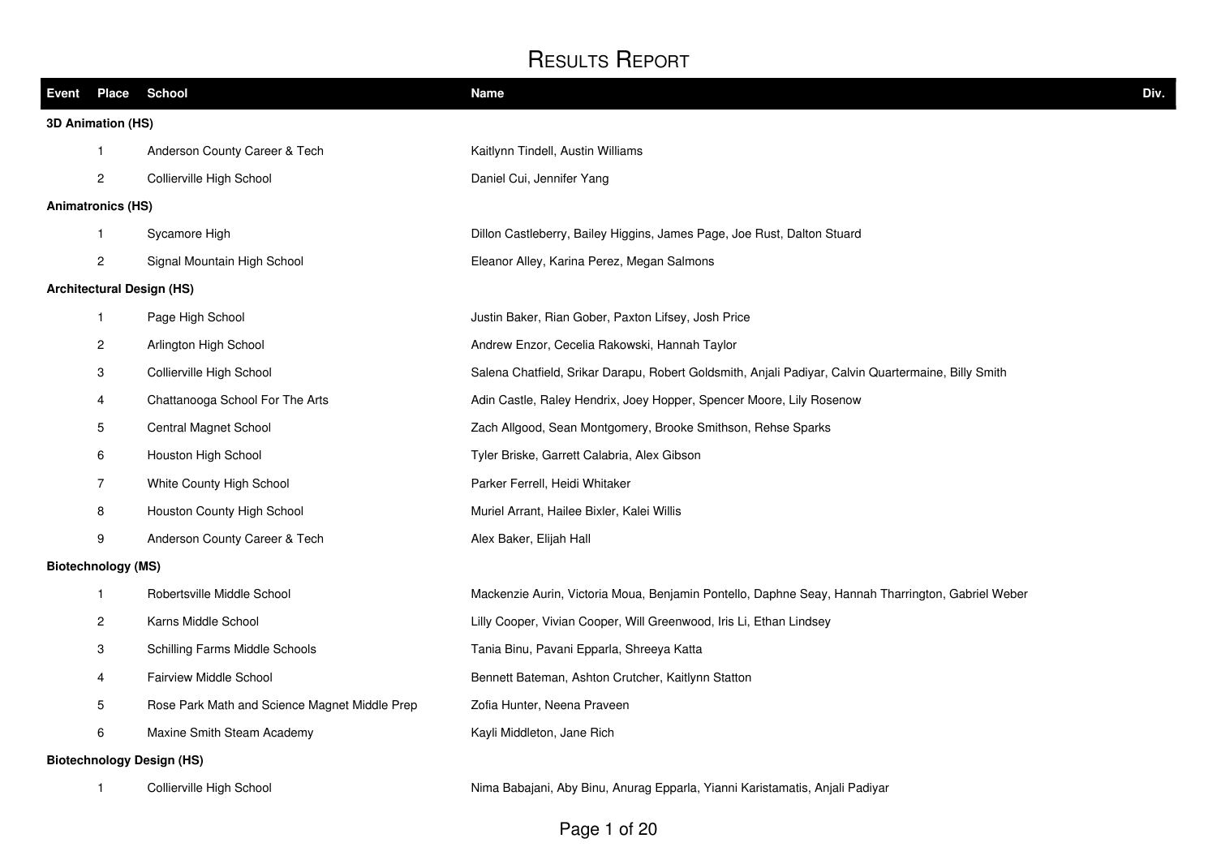# Results Report

| Event | Place | School | Name | Div. |
|---|---|---|---|---|
| **3D Animation (HS)** | | | | |
| | 1 | Anderson County Career & Tech | Kaitlynn Tindell, Austin Williams | |
| | 2 | Collierville High School | Daniel Cui, Jennifer Yang | |
| **Animatronics (HS)** | | | | |
| | 1 | Sycamore High | Dillon Castleberry, Bailey Higgins, James Page, Joe Rust, Dalton Stuard | |
| | 2 | Signal Mountain High School | Eleanor Alley, Karina Perez, Megan Salmons | |
| **Architectural Design (HS)** | | | | |
| | 1 | Page High School | Justin Baker, Rian Gober, Paxton Lifsey, Josh Price | |
| | 2 | Arlington High School | Andrew Enzor, Cecelia Rakowski, Hannah Taylor | |
| | 3 | Collierville High School | Salena Chatfield, Srikar Darapu, Robert Goldsmith, Anjali Padiyar, Calvin Quartermaine, Billy Smith | |
| | 4 | Chattanooga School For The Arts | Adin Castle, Raley Hendrix, Joey Hopper, Spencer Moore, Lily Rosenow | |
| | 5 | Central Magnet School | Zach Allgood, Sean Montgomery, Brooke Smithson, Rehse Sparks | |
| | 6 | Houston High School | Tyler Briske, Garrett Calabria, Alex Gibson | |
| | 7 | White County High School | Parker Ferrell, Heidi Whitaker | |
| | 8 | Houston County High School | Muriel Arrant, Hailee Bixler, Kalei Willis | |
| | 9 | Anderson County Career & Tech | Alex Baker, Elijah Hall | |
| **Biotechnology (MS)** | | | | |
| | 1 | Robertsville Middle School | Mackenzie Aurin, Victoria Moua, Benjamin Pontello, Daphne Seay, Hannah Tharrington, Gabriel Weber | |
| | 2 | Karns Middle School | Lilly Cooper, Vivian Cooper, Will Greenwood, Iris Li, Ethan Lindsey | |
| | 3 | Schilling Farms Middle Schools | Tania Binu, Pavani Epparla, Shreeya Katta | |
| | 4 | Fairview Middle School | Bennett Bateman, Ashton Crutcher, Kaitlynn Statton | |
| | 5 | Rose Park Math and Science Magnet Middle Prep | Zofia Hunter, Neena Praveen | |
| | 6 | Maxine Smith Steam Academy | Kayli Middleton, Jane Rich | |
| **Biotechnology Design (HS)** | | | | |
| | 1 | Collierville High School | Nima Babajani, Aby Binu, Anurag Epparla, Yianni Karistamatis, Anjali Padiyar | |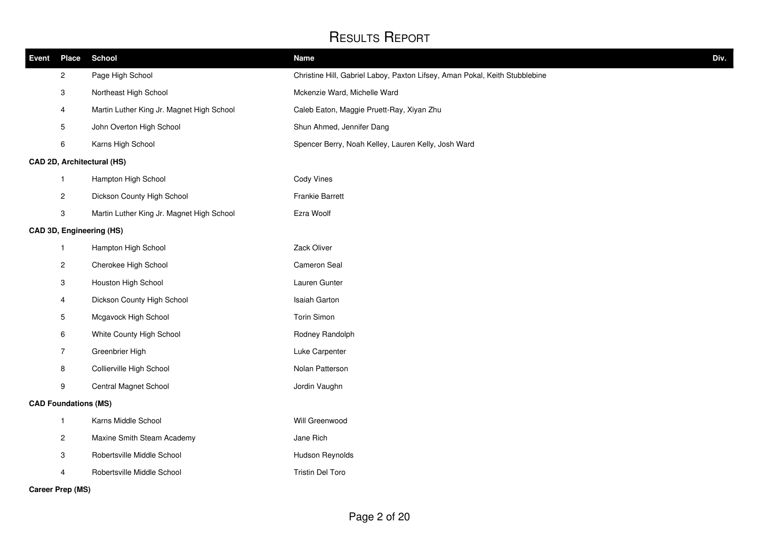# Results Report

| Event | Place | School | Name | Div. |
|---|---|---|---|---|
| | 2 | Page High School | Christine Hill, Gabriel Laboy, Paxton Lifsey, Aman Pokal, Keith Stubblebine | |
| | 3 | Northeast High School | Mckenzie Ward, Michelle Ward | |
| | 4 | Martin Luther King Jr. Magnet High School | Caleb Eaton, Maggie Pruett-Ray, Xiyan Zhu | |
| | 5 | John Overton High School | Shun Ahmed, Jennifer Dang | |
| | 6 | Karns High School | Spencer Berry, Noah Kelley, Lauren Kelly, Josh Ward | |
| **CAD 2D, Architectural (HS)** | | | | |
| | 1 | Hampton High School | Cody Vines | |
| | 2 | Dickson County High School | Frankie Barrett | |
| | 3 | Martin Luther King Jr. Magnet High School | Ezra Woolf | |
| **CAD 3D, Engineering (HS)** | | | | |
| | 1 | Hampton High School | Zack Oliver | |
| | 2 | Cherokee High School | Cameron Seal | |
| | 3 | Houston High School | Lauren Gunter | |
| | 4 | Dickson County High School | Isaiah Garton | |
| | 5 | Mcgavock High School | Torin Simon | |
| | 6 | White County High School | Rodney Randolph | |
| | 7 | Greenbrier High | Luke Carpenter | |
| | 8 | Collierville High School | Nolan Patterson | |
| | 9 | Central Magnet School | Jordin Vaughn | |
| **CAD Foundations (MS)** | | | | |
| | 1 | Karns Middle School | Will Greenwood | |
| | 2 | Maxine Smith Steam Academy | Jane Rich | |
| | 3 | Robertsville Middle School | Hudson Reynolds | |
| | 4 | Robertsville Middle School | Tristin Del Toro | |
| **Career Prep (MS)** | | | | |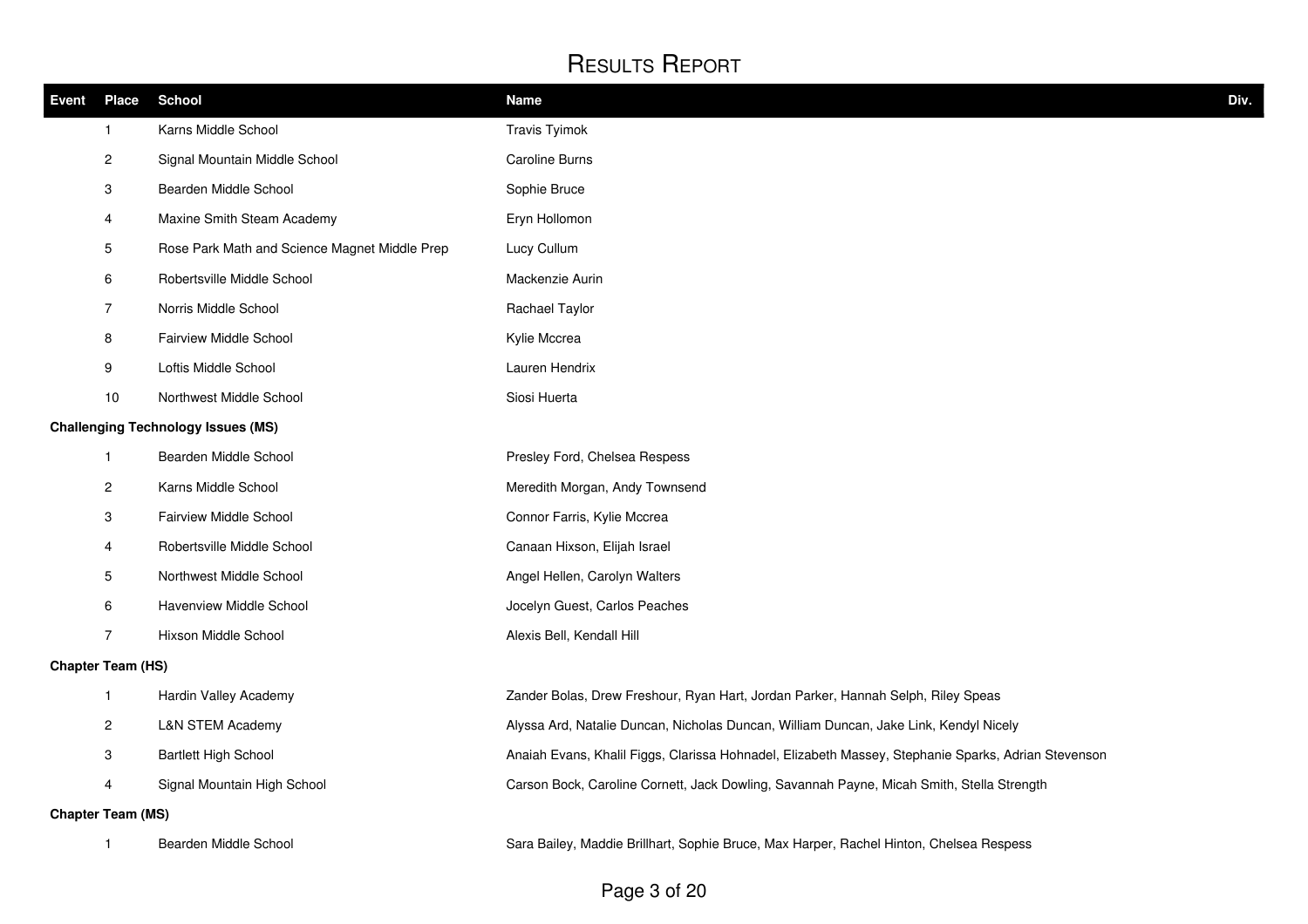# Results Report

| Event | Place | School | Name | Div. |
|---|---|---|---|---|
| | 1 | Karns Middle School | Travis Tyimok | |
| | 2 | Signal Mountain Middle School | Caroline Burns | |
| | 3 | Bearden Middle School | Sophie Bruce | |
| | 4 | Maxine Smith Steam Academy | Eryn Hollomon | |
| | 5 | Rose Park Math and Science Magnet Middle Prep | Lucy Cullum | |
| | 6 | Robertsville Middle School | Mackenzie Aurin | |
| | 7 | Norris Middle School | Rachael Taylor | |
| | 8 | Fairview Middle School | Kylie Mccrea | |
| | 9 | Loftis Middle School | Lauren Hendrix | |
| | 10 | Northwest Middle School | Siosi Huerta | |
| **Challenging Technology Issues (MS)** | | | | |
| | 1 | Bearden Middle School | Presley Ford, Chelsea Respess | |
| | 2 | Karns Middle School | Meredith Morgan, Andy Townsend | |
| | 3 | Fairview Middle School | Connor Farris, Kylie Mccrea | |
| | 4 | Robertsville Middle School | Canaan Hixson, Elijah Israel | |
| | 5 | Northwest Middle School | Angel Hellen, Carolyn Walters | |
| | 6 | Havenview Middle School | Jocelyn Guest, Carlos Peaches | |
| | 7 | Hixson Middle School | Alexis Bell, Kendall Hill | |
| **Chapter Team (HS)** | | | | |
| | 1 | Hardin Valley Academy | Zander Bolas, Drew Freshour, Ryan Hart, Jordan Parker, Hannah Selph, Riley Speas | |
| | 2 | L&N STEM Academy | Alyssa Ard, Natalie Duncan, Nicholas Duncan, William Duncan, Jake Link, Kendyl Nicely | |
| | 3 | Bartlett High School | Anaiah Evans, Khalil Figgs, Clarissa Hohnadel, Elizabeth Massey, Stephanie Sparks, Adrian Stevenson | |
| | 4 | Signal Mountain High School | Carson Bock, Caroline Cornett, Jack Dowling, Savannah Payne, Micah Smith, Stella Strength | |
| **Chapter Team (MS)** | | | | |
| | 1 | Bearden Middle School | Sara Bailey, Maddie Brillhart, Sophie Bruce, Max Harper, Rachel Hinton, Chelsea Respess | |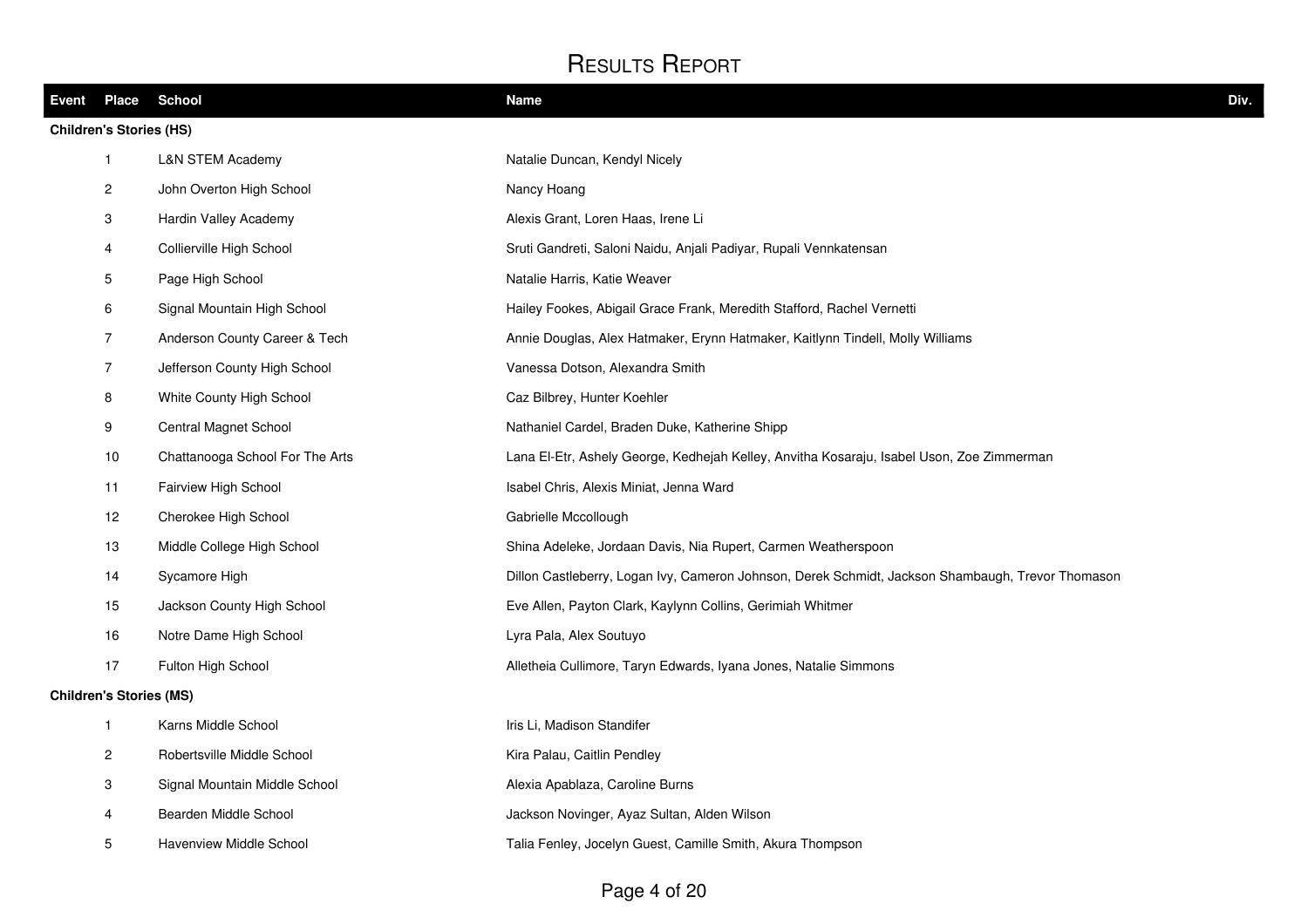# Results Report

| Event | Place | School | Name | Div. |
|---|---|---|---|---|
| **Children's Stories (HS)** | | | | |
| | 1 | L&N STEM Academy | Natalie Duncan, Kendyl Nicely | |
| | 2 | John Overton High School | Nancy Hoang | |
| | 3 | Hardin Valley Academy | Alexis Grant, Loren Haas, Irene Li | |
| | 4 | Collierville High School | Sruti Gandreti, Saloni Naidu, Anjali Padiyar, Rupali Vennkatensan | |
| | 5 | Page High School | Natalie Harris, Katie Weaver | |
| | 6 | Signal Mountain High School | Hailey Fookes, Abigail Grace Frank, Meredith Stafford, Rachel Vernetti | |
| | 7 | Anderson County Career & Tech | Annie Douglas, Alex Hatmaker, Erynn Hatmaker, Kaitlynn Tindell, Molly Williams | |
| | 7 | Jefferson County High School | Vanessa Dotson, Alexandra Smith | |
| | 8 | White County High School | Caz Bilbrey, Hunter Koehler | |
| | 9 | Central Magnet School | Nathaniel Cardel, Braden Duke, Katherine Shipp | |
| | 10 | Chattanooga School For The Arts | Lana El-Etr, Ashely George, Kedhejah Kelley, Anvitha Kosaraju, Isabel Uson, Zoe Zimmerman | |
| | 11 | Fairview High School | Isabel Chris, Alexis Miniat, Jenna Ward | |
| | 12 | Cherokee High School | Gabrielle Mccollough | |
| | 13 | Middle College High School | Shina Adeleke, Jordaan Davis, Nia Rupert, Carmen Weatherspoon | |
| | 14 | Sycamore High | Dillon Castleberry, Logan Ivy, Cameron Johnson, Derek Schmidt, Jackson Shambaugh, Trevor Thomason | |
| | 15 | Jackson County High School | Eve Allen, Payton Clark, Kaylynn Collins, Gerimiah Whitmer | |
| | 16 | Notre Dame High School | Lyra Pala, Alex Soutuyo | |
| | 17 | Fulton High School | Alletheia Cullimore, Taryn Edwards, Iyana Jones, Natalie Simmons | |
| **Children's Stories (MS)** | | | | |
| | 1 | Karns Middle School | Iris Li, Madison Standifer | |
| | 2 | Robertsville Middle School | Kira Palau, Caitlin Pendley | |
| | 3 | Signal Mountain Middle School | Alexia Apablaza, Caroline Burns | |
| | 4 | Bearden Middle School | Jackson Novinger, Ayaz Sultan, Alden Wilson | |
| | 5 | Havenview Middle School | Talia Fenley, Jocelyn Guest, Camille Smith, Akura Thompson | |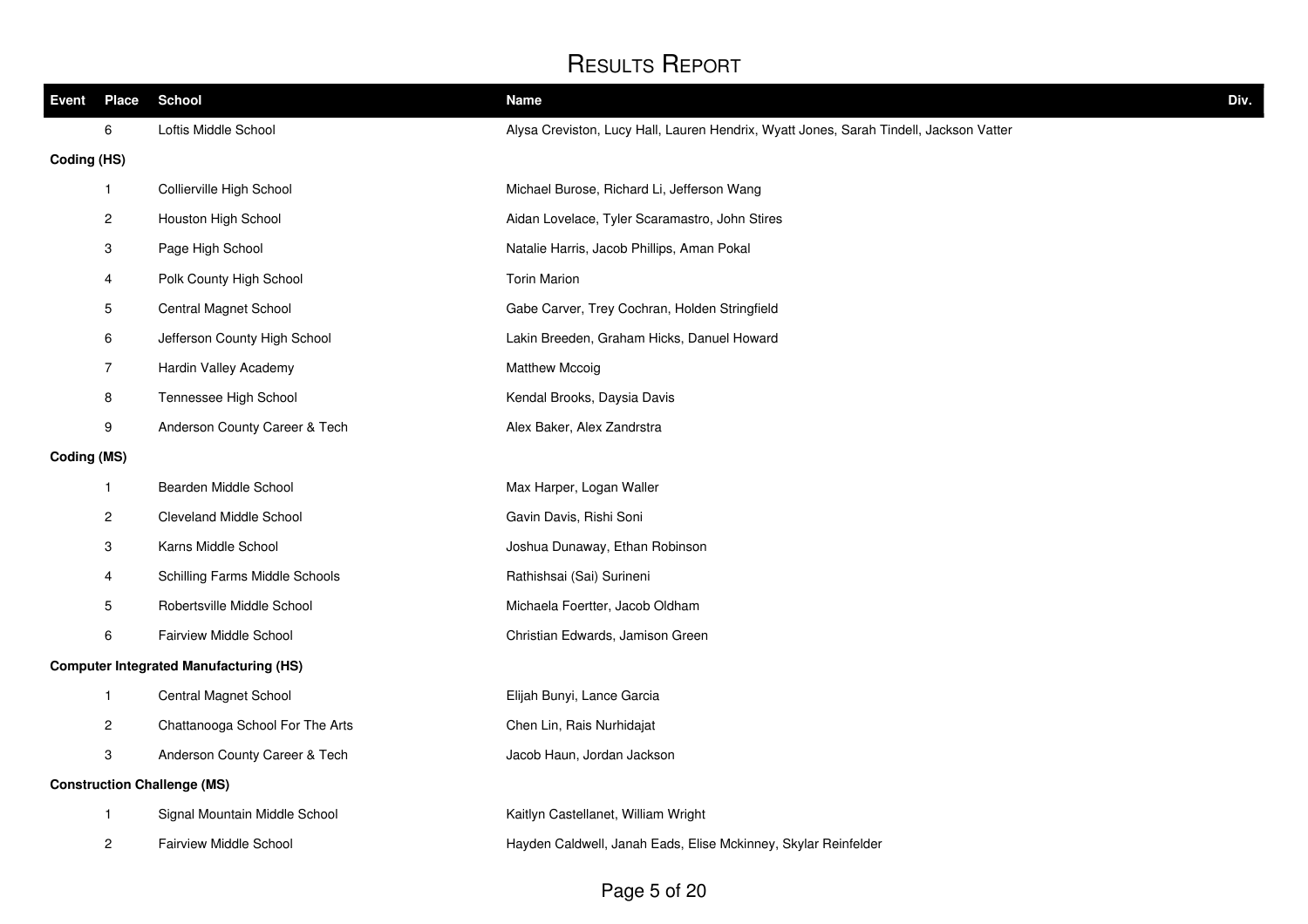# Results Report

| Event | Place | School | Name | Div. |
|---|---|---|---|---|
| | 6 | Loftis Middle School | Alysa Creviston, Lucy Hall, Lauren Hendrix, Wyatt Jones, Sarah Tindell, Jackson Vatter | |
| **Coding (HS)** | | | | |
| | 1 | Collierville High School | Michael Burose, Richard Li, Jefferson Wang | |
| | 2 | Houston High School | Aidan Lovelace, Tyler Scaramastro, John Stires | |
| | 3 | Page High School | Natalie Harris, Jacob Phillips, Aman Pokal | |
| | 4 | Polk County High School | Torin Marion | |
| | 5 | Central Magnet School | Gabe Carver, Trey Cochran, Holden Stringfield | |
| | 6 | Jefferson County High School | Lakin Breeden, Graham Hicks, Danuel Howard | |
| | 7 | Hardin Valley Academy | Matthew Mccoig | |
| | 8 | Tennessee High School | Kendal Brooks, Daysia Davis | |
| | 9 | Anderson County Career & Tech | Alex Baker, Alex Zandrstra | |
| **Coding (MS)** | | | | |
| | 1 | Bearden Middle School | Max Harper, Logan Waller | |
| | 2 | Cleveland Middle School | Gavin Davis, Rishi Soni | |
| | 3 | Karns Middle School | Joshua Dunaway, Ethan Robinson | |
| | 4 | Schilling Farms Middle Schools | Rathishsai (Sai) Surineni | |
| | 5 | Robertsville Middle School | Michaela Foertter, Jacob Oldham | |
| | 6 | Fairview Middle School | Christian Edwards, Jamison Green | |
| **Computer Integrated Manufacturing (HS)** | | | | |
| | 1 | Central Magnet School | Elijah Bunyi, Lance Garcia | |
| | 2 | Chattanooga School For The Arts | Chen Lin, Rais Nurhidajat | |
| | 3 | Anderson County Career & Tech | Jacob Haun, Jordan Jackson | |
| **Construction Challenge (MS)** | | | | |
| | 1 | Signal Mountain Middle School | Kaitlyn Castellanet, William Wright | |
| | 2 | Fairview Middle School | Hayden Caldwell, Janah Eads, Elise Mckinney, Skylar Reinfelder | |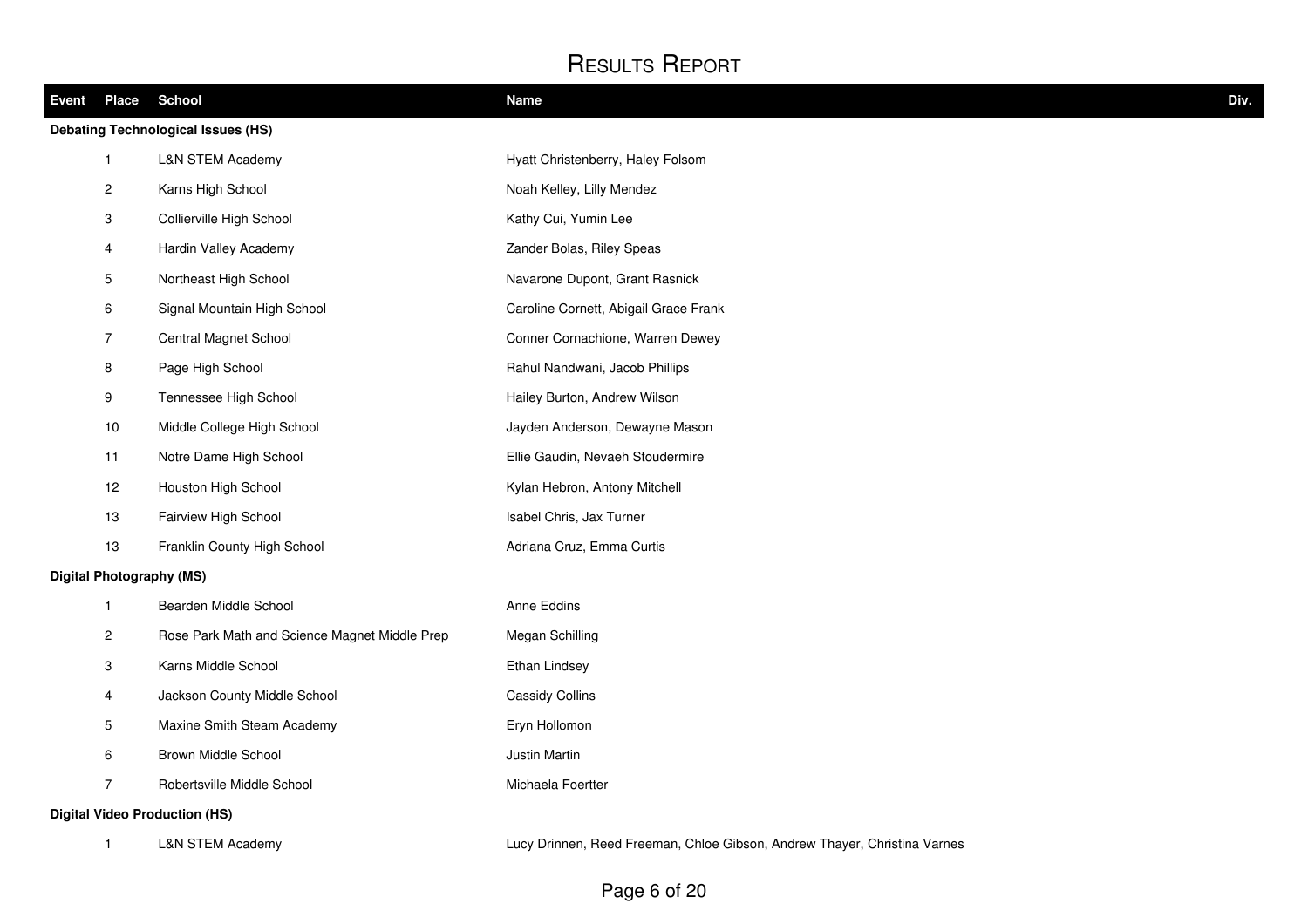# Results Report

| Event | Place | School | Name | Div. |
|---|---|---|---|---|
| **Debating Technological Issues (HS)** | | | | |
| | 1 | L&N STEM Academy | Hyatt Christenberry, Haley Folsom | |
| | 2 | Karns High School | Noah Kelley, Lilly Mendez | |
| | 3 | Collierville High School | Kathy Cui, Yumin Lee | |
| | 4 | Hardin Valley Academy | Zander Bolas, Riley Speas | |
| | 5 | Northeast High School | Navarone Dupont, Grant Rasnick | |
| | 6 | Signal Mountain High School | Caroline Cornett, Abigail Grace Frank | |
| | 7 | Central Magnet School | Conner Cornachione, Warren Dewey | |
| | 8 | Page High School | Rahul Nandwani, Jacob Phillips | |
| | 9 | Tennessee High School | Hailey Burton, Andrew Wilson | |
| | 10 | Middle College High School | Jayden Anderson, Dewayne Mason | |
| | 11 | Notre Dame High School | Ellie Gaudin, Nevaeh Stoudermire | |
| | 12 | Houston High School | Kylan Hebron, Antony Mitchell | |
| | 13 | Fairview High School | Isabel Chris, Jax Turner | |
| | 13 | Franklin County High School | Adriana Cruz, Emma Curtis | |
| **Digital Photography (MS)** | | | | |
| | 1 | Bearden Middle School | Anne Eddins | |
| | 2 | Rose Park Math and Science Magnet Middle Prep | Megan Schilling | |
| | 3 | Karns Middle School | Ethan Lindsey | |
| | 4 | Jackson County Middle School | Cassidy Collins | |
| | 5 | Maxine Smith Steam Academy | Eryn Hollomon | |
| | 6 | Brown Middle School | Justin Martin | |
| | 7 | Robertsville Middle School | Michaela Foertter | |
| **Digital Video Production (HS)** | | | | |
| | 1 | L&N STEM Academy | Lucy Drinnen, Reed Freeman, Chloe Gibson, Andrew Thayer, Christina Varnes | |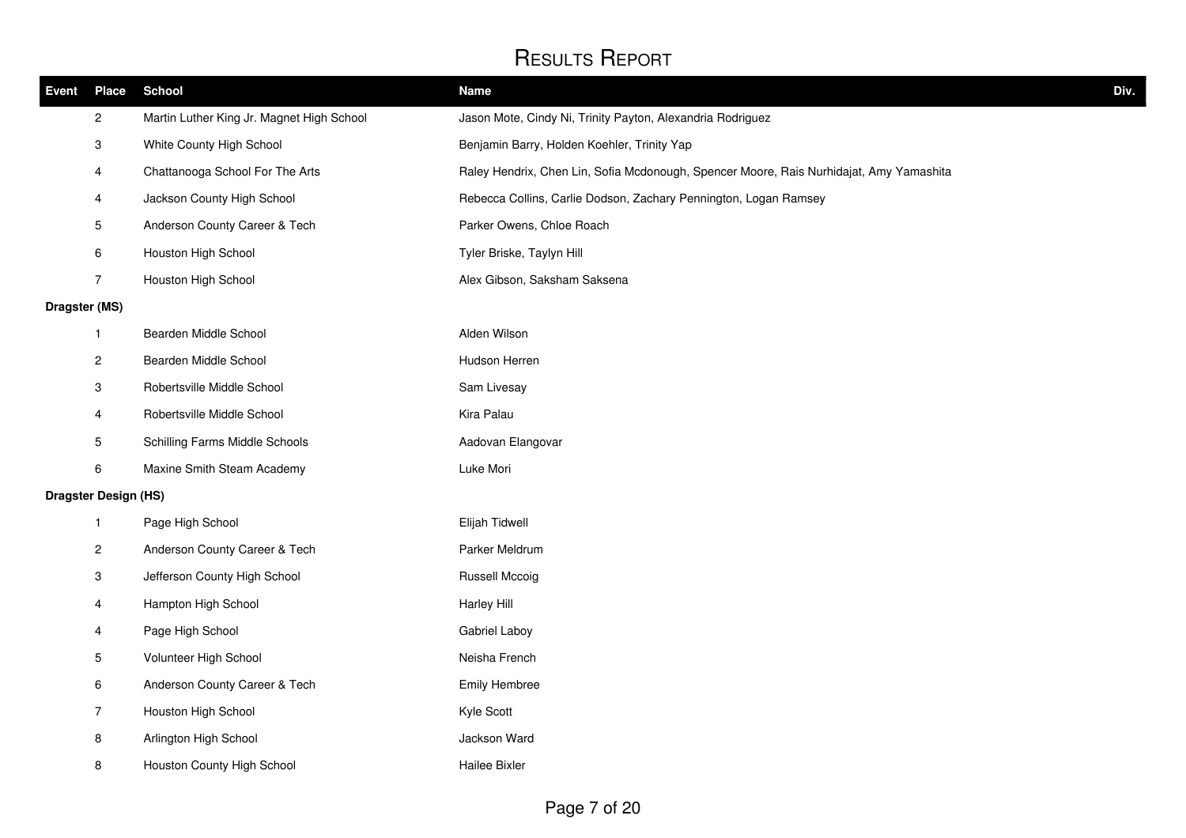# Results Report

| Event | Place | School | Name | Div. |
|---|---|---|---|---|
| | 2 | Martin Luther King Jr. Magnet High School | Jason Mote, Cindy Ni, Trinity Payton, Alexandria Rodriguez | |
| | 3 | White County High School | Benjamin Barry, Holden Koehler, Trinity Yap | |
| | 4 | Chattanooga School For The Arts | Raley Hendrix, Chen Lin, Sofia Mcdonough, Spencer Moore, Rais Nurhidajat, Amy Yamashita | |
| | 4 | Jackson County High School | Rebecca Collins, Carlie Dodson, Zachary Pennington, Logan Ramsey | |
| | 5 | Anderson County Career & Tech | Parker Owens, Chloe Roach | |
| | 6 | Houston High School | Tyler Briske, Taylyn Hill | |
| | 7 | Houston High School | Alex Gibson, Saksham Saksena | |
| **Dragster (MS)** | | | | |
| | 1 | Bearden Middle School | Alden Wilson | |
| | 2 | Bearden Middle School | Hudson Herren | |
| | 3 | Robertsville Middle School | Sam Livesay | |
| | 4 | Robertsville Middle School | Kira Palau | |
| | 5 | Schilling Farms Middle Schools | Aadovan Elangovar | |
| | 6 | Maxine Smith Steam Academy | Luke Mori | |
| **Dragster Design (HS)** | | | | |
| | 1 | Page High School | Elijah Tidwell | |
| | 2 | Anderson County Career & Tech | Parker Meldrum | |
| | 3 | Jefferson County High School | Russell Mccoig | |
| | 4 | Hampton High School | Harley Hill | |
| | 4 | Page High School | Gabriel Laboy | |
| | 5 | Volunteer High School | Neisha French | |
| | 6 | Anderson County Career & Tech | Emily Hembree | |
| | 7 | Houston High School | Kyle Scott | |
| | 8 | Arlington High School | Jackson Ward | |
| | 8 | Houston County High School | Hailee Bixler | |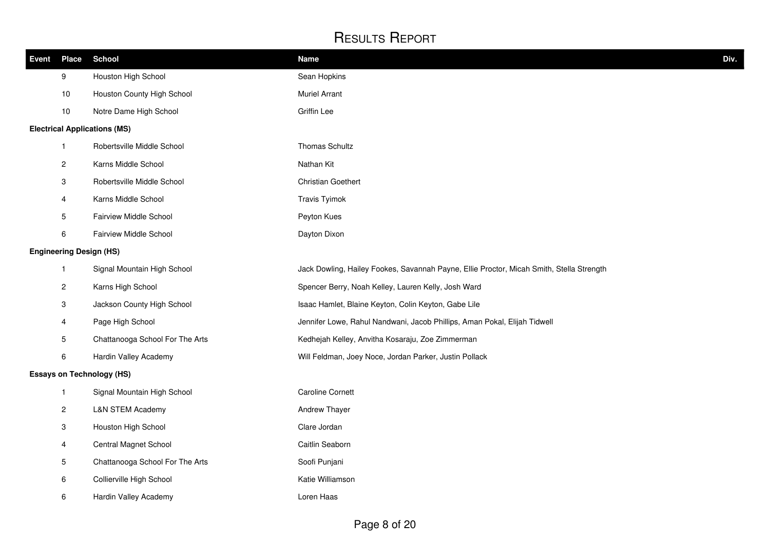# Results Report

| Event | Place | School | Name | Div. |
| --- | --- | --- | --- | --- |
| | 9 | Houston High School | Sean Hopkins | |
| | 10 | Houston County High School | Muriel Arrant | |
| | 10 | Notre Dame High School | Griffin Lee | |
| **Electrical Applications (MS)** | | | | |
| | 1 | Robertsville Middle School | Thomas Schultz | |
| | 2 | Karns Middle School | Nathan Kit | |
| | 3 | Robertsville Middle School | Christian Goethert | |
| | 4 | Karns Middle School | Travis Tyimok | |
| | 5 | Fairview Middle School | Peyton Kues | |
| | 6 | Fairview Middle School | Dayton Dixon | |
| **Engineering Design (HS)** | | | | |
| | 1 | Signal Mountain High School | Jack Dowling, Hailey Fookes, Savannah Payne, Ellie Proctor, Micah Smith, Stella Strength | |
| | 2 | Karns High School | Spencer Berry, Noah Kelley, Lauren Kelly, Josh Ward | |
| | 3 | Jackson County High School | Isaac Hamlet, Blaine Keyton, Colin Keyton, Gabe Lile | |
| | 4 | Page High School | Jennifer Lowe, Rahul Nandwani, Jacob Phillips, Aman Pokal, Elijah Tidwell | |
| | 5 | Chattanooga School For The Arts | Kedhejah Kelley, Anvitha Kosaraju, Zoe Zimmerman | |
| | 6 | Hardin Valley Academy | Will Feldman, Joey Noce, Jordan Parker, Justin Pollack | |
| **Essays on Technology (HS)** | | | | |
| | 1 | Signal Mountain High School | Caroline Cornett | |
| | 2 | L&N STEM Academy | Andrew Thayer | |
| | 3 | Houston High School | Clare Jordan | |
| | 4 | Central Magnet School | Caitlin Seaborn | |
| | 5 | Chattanooga School For The Arts | Soofi Punjani | |
| | 6 | Collierville High School | Katie Williamson | |
| | 6 | Hardin Valley Academy | Loren Haas | |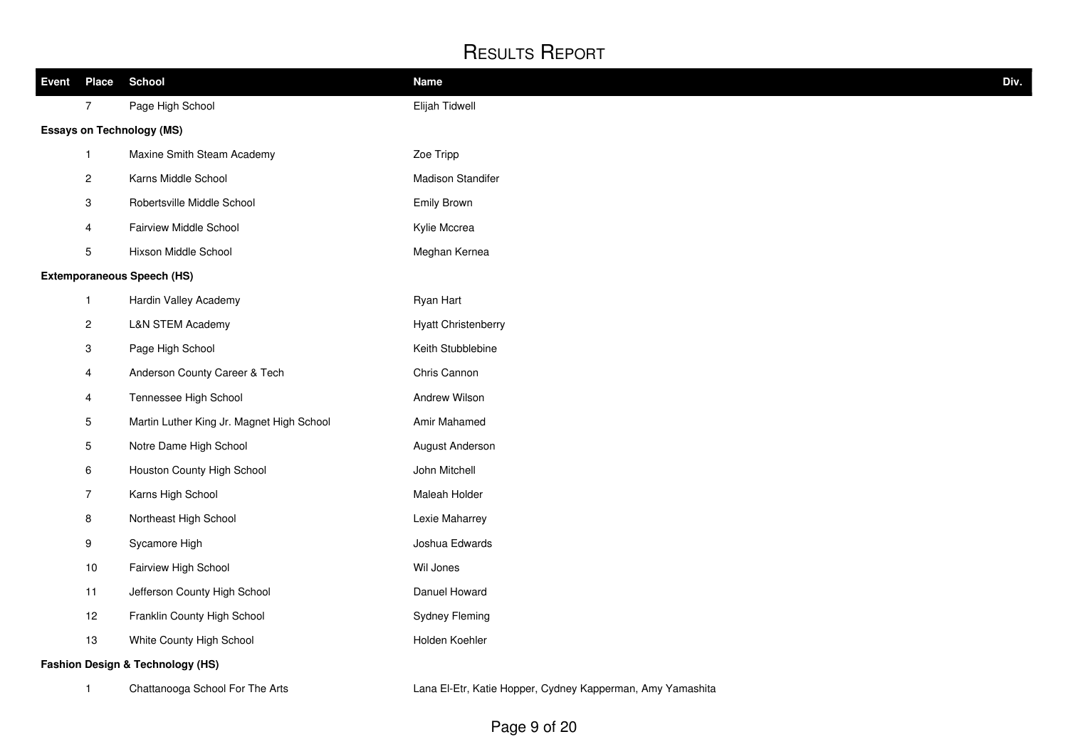# Results Report

| Event | Place | School | Name | Div. |
|---|---|---|---|---|
| | 7 | Page High School | Elijah Tidwell | |
| **Essays on Technology (MS)** | | | | |
| | 1 | Maxine Smith Steam Academy | Zoe Tripp | |
| | 2 | Karns Middle School | Madison Standifer | |
| | 3 | Robertsville Middle School | Emily Brown | |
| | 4 | Fairview Middle School | Kylie Mccrea | |
| | 5 | Hixson Middle School | Meghan Kernea | |
| **Extemporaneous Speech (HS)** | | | | |
| | 1 | Hardin Valley Academy | Ryan Hart | |
| | 2 | L&N STEM Academy | Hyatt Christenberry | |
| | 3 | Page High School | Keith Stubblebine | |
| | 4 | Anderson County Career & Tech | Chris Cannon | |
| | 4 | Tennessee High School | Andrew Wilson | |
| | 5 | Martin Luther King Jr. Magnet High School | Amir Mahamed | |
| | 5 | Notre Dame High School | August Anderson | |
| | 6 | Houston County High School | John Mitchell | |
| | 7 | Karns High School | Maleah Holder | |
| | 8 | Northeast High School | Lexie Maharrey | |
| | 9 | Sycamore High | Joshua Edwards | |
| | 10 | Fairview High School | Wil Jones | |
| | 11 | Jefferson County High School | Danuel Howard | |
| | 12 | Franklin County High School | Sydney Fleming | |
| | 13 | White County High School | Holden Koehler | |
| **Fashion Design & Technology (HS)** | | | | |
| | 1 | Chattanooga School For The Arts | Lana El-Etr, Katie Hopper, Cydney Kapperman, Amy Yamashita | |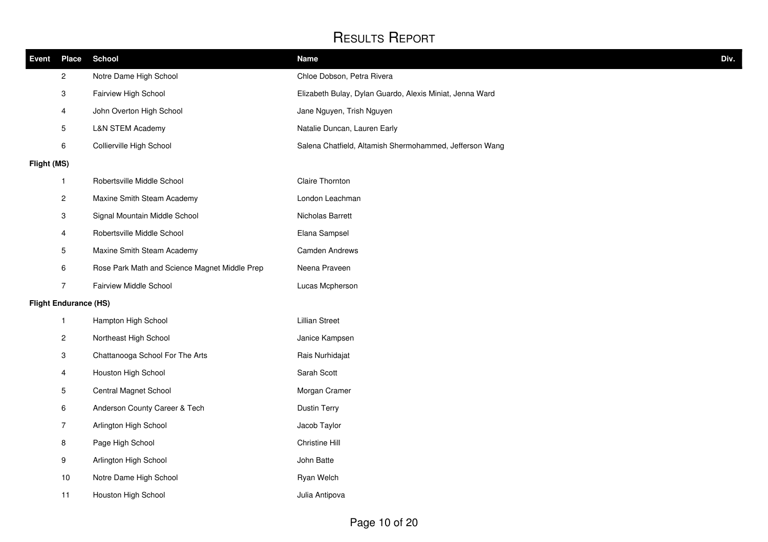# Results Report

| Event | Place | School | Name | Div. |
|---|---|---|---|---|
| | 2 | Notre Dame High School | Chloe Dobson, Petra Rivera | |
| | 3 | Fairview High School | Elizabeth Bulay, Dylan Guardo, Alexis Miniat, Jenna Ward | |
| | 4 | John Overton High School | Jane Nguyen, Trish Nguyen | |
| | 5 | L&N STEM Academy | Natalie Duncan, Lauren Early | |
| | 6 | Collierville High School | Salena Chatfield, Altamish Shermohammed, Jefferson Wang | |
| **Flight (MS)** | | | | |
| | 1 | Robertsville Middle School | Claire Thornton | |
| | 2 | Maxine Smith Steam Academy | London Leachman | |
| | 3 | Signal Mountain Middle School | Nicholas Barrett | |
| | 4 | Robertsville Middle School | Elana Sampsel | |
| | 5 | Maxine Smith Steam Academy | Camden Andrews | |
| | 6 | Rose Park Math and Science Magnet Middle Prep | Neena Praveen | |
| | 7 | Fairview Middle School | Lucas Mcpherson | |
| **Flight Endurance (HS)** | | | | |
| | 1 | Hampton High School | Lillian Street | |
| | 2 | Northeast High School | Janice Kampsen | |
| | 3 | Chattanooga School For The Arts | Rais Nurhidajat | |
| | 4 | Houston High School | Sarah Scott | |
| | 5 | Central Magnet School | Morgan Cramer | |
| | 6 | Anderson County Career & Tech | Dustin Terry | |
| | 7 | Arlington High School | Jacob Taylor | |
| | 8 | Page High School | Christine Hill | |
| | 9 | Arlington High School | John Batte | |
| | 10 | Notre Dame High School | Ryan Welch | |
| | 11 | Houston High School | Julia Antipova | |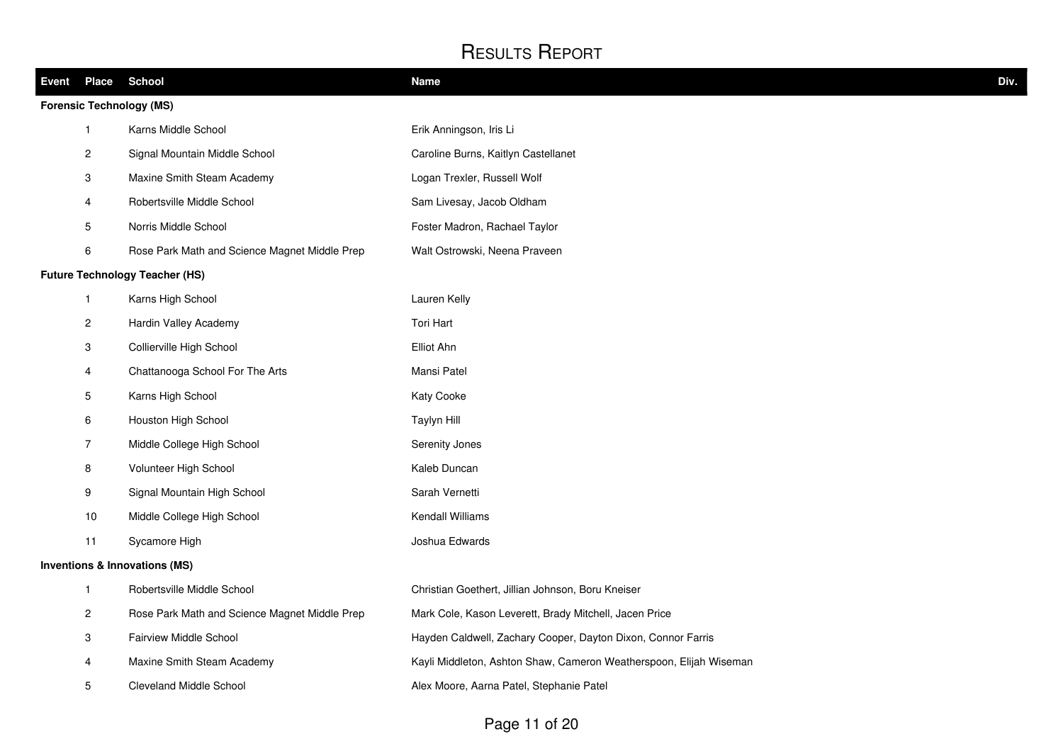# Results Report

| Event | Place | School | Name | Div. |
|---|---|---|---|---|
| **Forensic Technology (MS)** | | | | |
| | 1 | Karns Middle School | Erik Anningson, Iris Li | |
| | 2 | Signal Mountain Middle School | Caroline Burns, Kaitlyn Castellanet | |
| | 3 | Maxine Smith Steam Academy | Logan Trexler, Russell Wolf | |
| | 4 | Robertsville Middle School | Sam Livesay, Jacob Oldham | |
| | 5 | Norris Middle School | Foster Madron, Rachael Taylor | |
| | 6 | Rose Park Math and Science Magnet Middle Prep | Walt Ostrowski, Neena Praveen | |
| **Future Technology Teacher (HS)** | | | | |
| | 1 | Karns High School | Lauren Kelly | |
| | 2 | Hardin Valley Academy | Tori Hart | |
| | 3 | Collierville High School | Elliot Ahn | |
| | 4 | Chattanooga School For The Arts | Mansi Patel | |
| | 5 | Karns High School | Katy Cooke | |
| | 6 | Houston High School | Taylyn Hill | |
| | 7 | Middle College High School | Serenity Jones | |
| | 8 | Volunteer High School | Kaleb Duncan | |
| | 9 | Signal Mountain High School | Sarah Vernetti | |
| | 10 | Middle College High School | Kendall Williams | |
| | 11 | Sycamore High | Joshua Edwards | |
| **Inventions & Innovations (MS)** | | | | |
| | 1 | Robertsville Middle School | Christian Goethert, Jillian Johnson, Boru Kneiser | |
| | 2 | Rose Park Math and Science Magnet Middle Prep | Mark Cole, Kason Leverett, Brady Mitchell, Jacen Price | |
| | 3 | Fairview Middle School | Hayden Caldwell, Zachary Cooper, Dayton Dixon, Connor Farris | |
| | 4 | Maxine Smith Steam Academy | Kayli Middleton, Ashton Shaw, Cameron Weatherspoon, Elijah Wiseman | |
| | 5 | Cleveland Middle School | Alex Moore, Aarna Patel, Stephanie Patel | |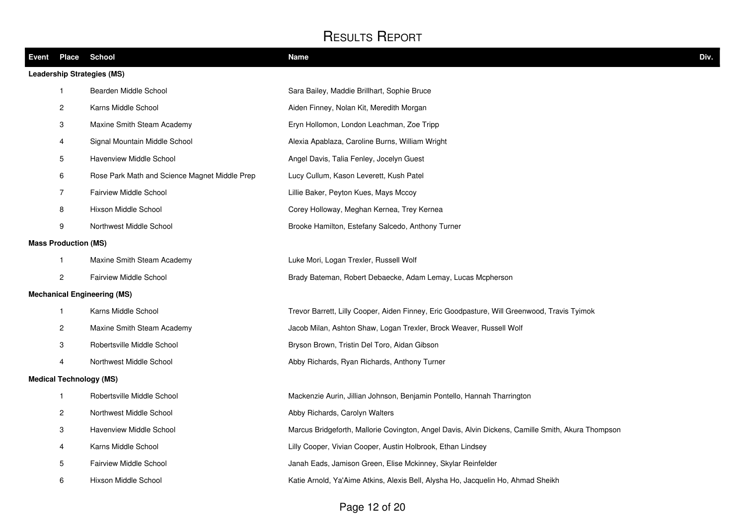# Results Report

| Event | Place | School | Name | Div. |
|---|---|---|---|---|
| **Leadership Strategies (MS)** | | | | |
| | 1 | Bearden Middle School | Sara Bailey, Maddie Brillhart, Sophie Bruce | |
| | 2 | Karns Middle School | Aiden Finney, Nolan Kit, Meredith Morgan | |
| | 3 | Maxine Smith Steam Academy | Eryn Hollomon, London Leachman, Zoe Tripp | |
| | 4 | Signal Mountain Middle School | Alexia Apablaza, Caroline Burns, William Wright | |
| | 5 | Havenview Middle School | Angel Davis, Talia Fenley, Jocelyn Guest | |
| | 6 | Rose Park Math and Science Magnet Middle Prep | Lucy Cullum, Kason Leverett, Kush Patel | |
| | 7 | Fairview Middle School | Lillie Baker, Peyton Kues, Mays Mccoy | |
| | 8 | Hixson Middle School | Corey Holloway, Meghan Kernea, Trey Kernea | |
| | 9 | Northwest Middle School | Brooke Hamilton, Estefany Salcedo, Anthony Turner | |
| **Mass Production (MS)** | | | | |
| | 1 | Maxine Smith Steam Academy | Luke Mori, Logan Trexler, Russell Wolf | |
| | 2 | Fairview Middle School | Brady Bateman, Robert Debaecke, Adam Lemay, Lucas Mcpherson | |
| **Mechanical Engineering (MS)** | | | | |
| | 1 | Karns Middle School | Trevor Barrett, Lilly Cooper, Aiden Finney, Eric Goodpasture, Will Greenwood, Travis Tyimok | |
| | 2 | Maxine Smith Steam Academy | Jacob Milan, Ashton Shaw, Logan Trexler, Brock Weaver, Russell Wolf | |
| | 3 | Robertsville Middle School | Bryson Brown, Tristin Del Toro, Aidan Gibson | |
| | 4 | Northwest Middle School | Abby Richards, Ryan Richards, Anthony Turner | |
| **Medical Technology (MS)** | | | | |
| | 1 | Robertsville Middle School | Mackenzie Aurin, Jillian Johnson, Benjamin Pontello, Hannah Tharrington | |
| | 2 | Northwest Middle School | Abby Richards, Carolyn Walters | |
| | 3 | Havenview Middle School | Marcus Bridgeforth, Mallorie Covington, Angel Davis, Alvin Dickens, Camille Smith, Akura Thompson | |
| | 4 | Karns Middle School | Lilly Cooper, Vivian Cooper, Austin Holbrook, Ethan Lindsey | |
| | 5 | Fairview Middle School | Janah Eads, Jamison Green, Elise Mckinney, Skylar Reinfelder | |
| | 6 | Hixson Middle School | Katie Arnold, Ya'Aime Atkins, Alexis Bell, Alysha Ho, Jacquelin Ho, Ahmad Sheikh | |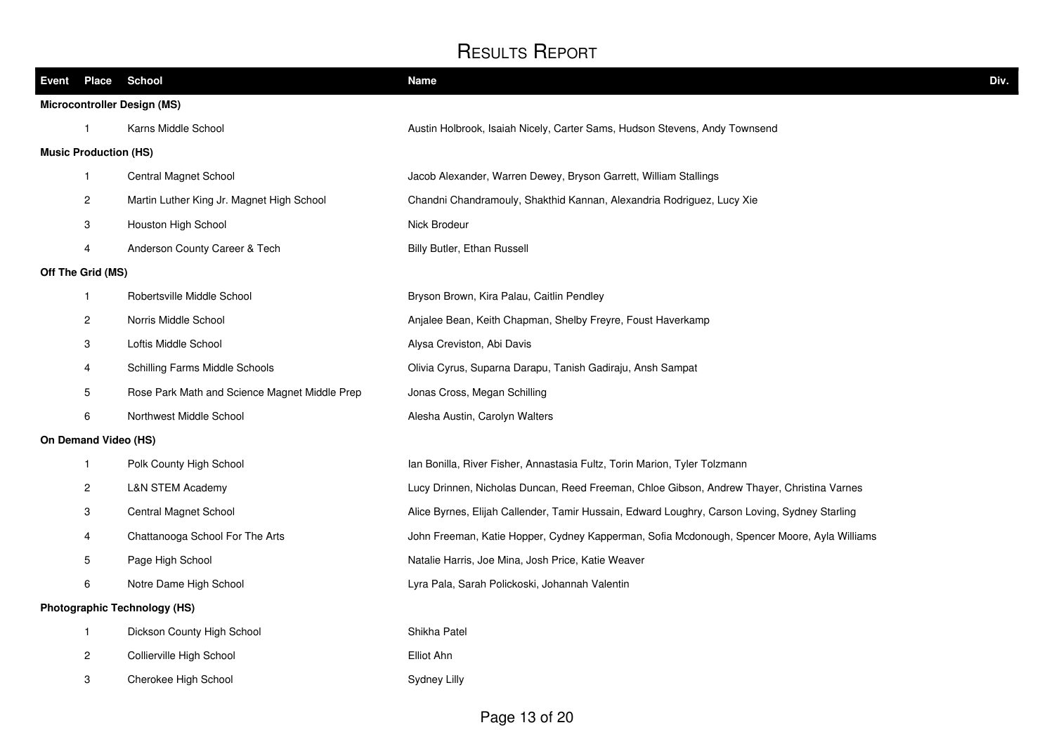# Results Report

| Event | Place | School | Name | Div. |
| --- | --- | --- | --- | --- |
| **Microcontroller Design (MS)** | | | | |
| | 1 | Karns Middle School | Austin Holbrook, Isaiah Nicely, Carter Sams, Hudson Stevens, Andy Townsend | |
| **Music Production (HS)** | | | | |
| | 1 | Central Magnet School | Jacob Alexander, Warren Dewey, Bryson Garrett, William Stallings | |
| | 2 | Martin Luther King Jr. Magnet High School | Chandni Chandramouly, Shakthid Kannan, Alexandria Rodriguez, Lucy Xie | |
| | 3 | Houston High School | Nick Brodeur | |
| | 4 | Anderson County Career & Tech | Billy Butler, Ethan Russell | |
| **Off The Grid (MS)** | | | | |
| | 1 | Robertsville Middle School | Bryson Brown, Kira Palau, Caitlin Pendley | |
| | 2 | Norris Middle School | Anjalee Bean, Keith Chapman, Shelby Freyre, Foust Haverkamp | |
| | 3 | Loftis Middle School | Alysa Creviston, Abi Davis | |
| | 4 | Schilling Farms Middle Schools | Olivia Cyrus, Suparna Darapu, Tanish Gadiraju, Ansh Sampat | |
| | 5 | Rose Park Math and Science Magnet Middle Prep | Jonas Cross, Megan Schilling | |
| | 6 | Northwest Middle School | Alesha Austin, Carolyn Walters | |
| **On Demand Video (HS)** | | | | |
| | 1 | Polk County High School | Ian Bonilla, River Fisher, Annastasia Fultz, Torin Marion, Tyler Tolzmann | |
| | 2 | L&N STEM Academy | Lucy Drinnen, Nicholas Duncan, Reed Freeman, Chloe Gibson, Andrew Thayer, Christina Varnes | |
| | 3 | Central Magnet School | Alice Byrnes, Elijah Callender, Tamir Hussain, Edward Loughry, Carson Loving, Sydney Starling | |
| | 4 | Chattanooga School For The Arts | John Freeman, Katie Hopper, Cydney Kapperman, Sofia Mcdonough, Spencer Moore, Ayla Williams | |
| | 5 | Page High School | Natalie Harris, Joe Mina, Josh Price, Katie Weaver | |
| | 6 | Notre Dame High School | Lyra Pala, Sarah Polickoski, Johannah Valentin | |
| **Photographic Technology (HS)** | | | | |
| | 1 | Dickson County High School | Shikha Patel | |
| | 2 | Collierville High School | Elliot Ahn | |
| | 3 | Cherokee High School | Sydney Lilly | |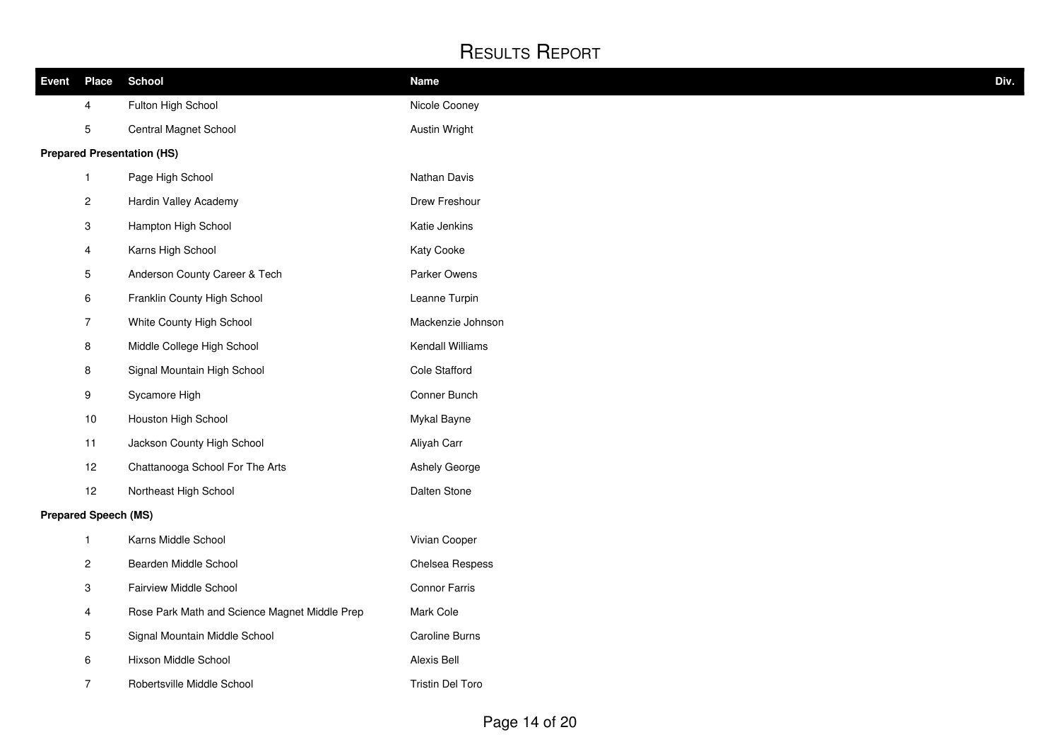# Results Report

| Event | Place | School | Name | Div. |
|---|---|---|---|---|
| | 4 | Fulton High School | Nicole Cooney | |
| | 5 | Central Magnet School | Austin Wright | |
| **Prepared Presentation (HS)** | | | | |
| | 1 | Page High School | Nathan Davis | |
| | 2 | Hardin Valley Academy | Drew Freshour | |
| | 3 | Hampton High School | Katie Jenkins | |
| | 4 | Karns High School | Katy Cooke | |
| | 5 | Anderson County Career & Tech | Parker Owens | |
| | 6 | Franklin County High School | Leanne Turpin | |
| | 7 | White County High School | Mackenzie Johnson | |
| | 8 | Middle College High School | Kendall Williams | |
| | 8 | Signal Mountain High School | Cole Stafford | |
| | 9 | Sycamore High | Conner Bunch | |
| | 10 | Houston High School | Mykal Bayne | |
| | 11 | Jackson County High School | Aliyah Carr | |
| | 12 | Chattanooga School For The Arts | Ashely George | |
| | 12 | Northeast High School | Dalten Stone | |
| **Prepared Speech (MS)** | | | | |
| | 1 | Karns Middle School | Vivian Cooper | |
| | 2 | Bearden Middle School | Chelsea Respess | |
| | 3 | Fairview Middle School | Connor Farris | |
| | 4 | Rose Park Math and Science Magnet Middle Prep | Mark Cole | |
| | 5 | Signal Mountain Middle School | Caroline Burns | |
| | 6 | Hixson Middle School | Alexis Bell | |
| | 7 | Robertsville Middle School | Tristin Del Toro | |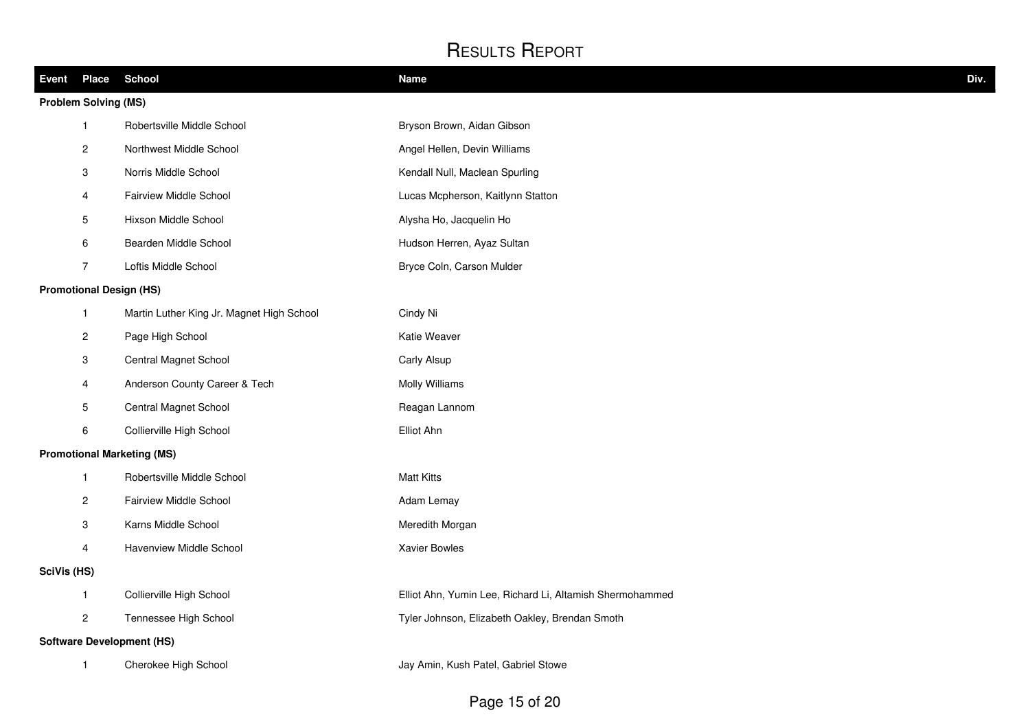# Results Report

| Event | Place | School | Name | Div. |
|---|---|---|---|---|
| **Problem Solving (MS)** | | | | |
| | 1 | Robertsville Middle School | Bryson Brown, Aidan Gibson | |
| | 2 | Northwest Middle School | Angel Hellen, Devin Williams | |
| | 3 | Norris Middle School | Kendall Null, Maclean Spurling | |
| | 4 | Fairview Middle School | Lucas Mcpherson, Kaitlynn Statton | |
| | 5 | Hixson Middle School | Alysha Ho, Jacquelin Ho | |
| | 6 | Bearden Middle School | Hudson Herren, Ayaz Sultan | |
| | 7 | Loftis Middle School | Bryce Coln, Carson Mulder | |
| **Promotional Design (HS)** | | | | |
| | 1 | Martin Luther King Jr. Magnet High School | Cindy Ni | |
| | 2 | Page High School | Katie Weaver | |
| | 3 | Central Magnet School | Carly Alsup | |
| | 4 | Anderson County Career & Tech | Molly Williams | |
| | 5 | Central Magnet School | Reagan Lannom | |
| | 6 | Collierville High School | Elliot Ahn | |
| **Promotional Marketing (MS)** | | | | |
| | 1 | Robertsville Middle School | Matt Kitts | |
| | 2 | Fairview Middle School | Adam Lemay | |
| | 3 | Karns Middle School | Meredith Morgan | |
| | 4 | Havenview Middle School | Xavier Bowles | |
| **SciVis (HS)** | | | | |
| | 1 | Collierville High School | Elliot Ahn, Yumin Lee, Richard Li, Altamish Shermohammed | |
| | 2 | Tennessee High School | Tyler Johnson, Elizabeth Oakley, Brendan Smoth | |
| **Software Development (HS)** | | | | |
| | 1 | Cherokee High School | Jay Amin, Kush Patel, Gabriel Stowe | |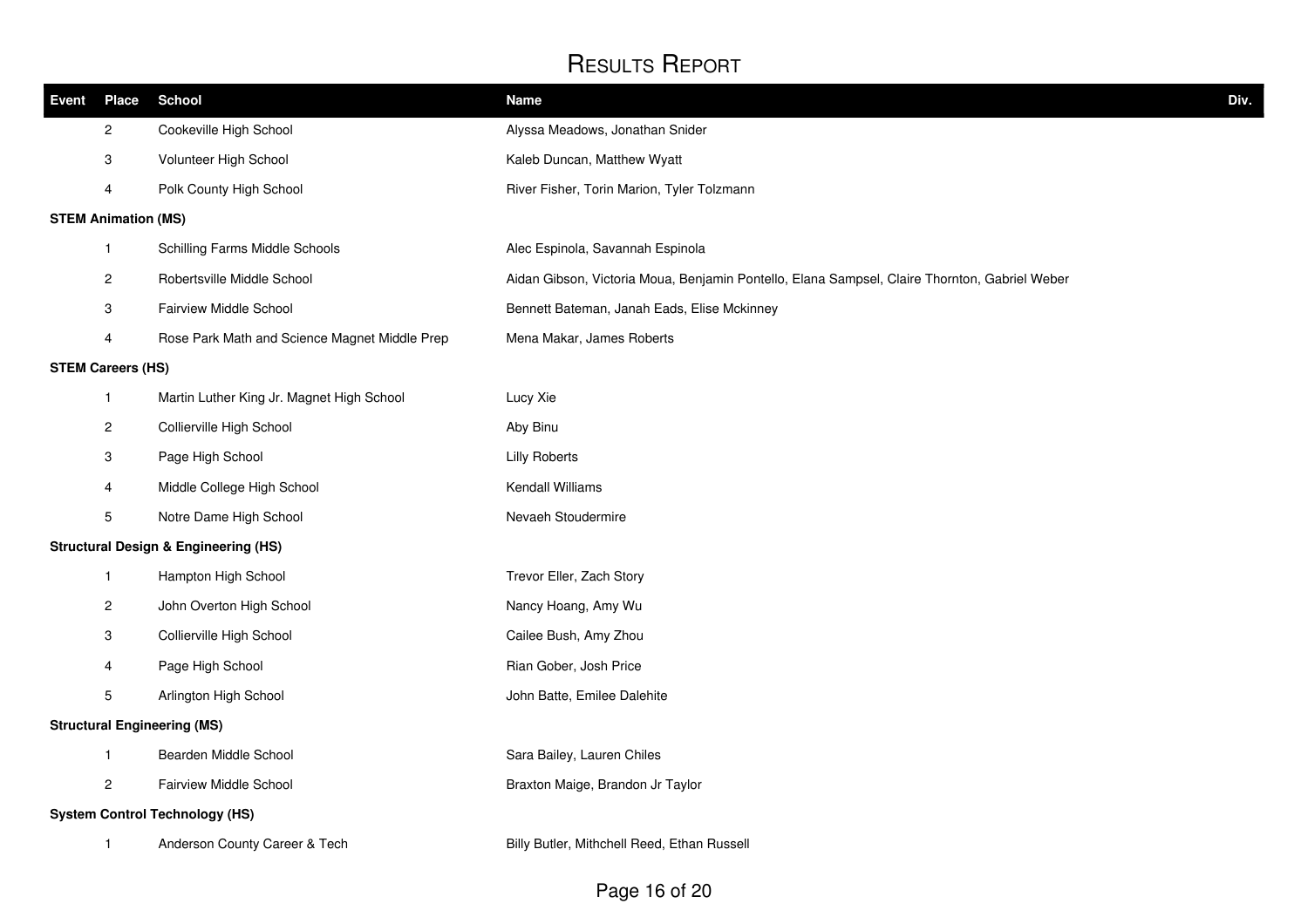# Results Report

| Event | Place | School | Name | Div. |
|---|---|---|---|---|
| | 2 | Cookeville High School | Alyssa Meadows, Jonathan Snider | |
| | 3 | Volunteer High School | Kaleb Duncan, Matthew Wyatt | |
| | 4 | Polk County High School | River Fisher, Torin Marion, Tyler Tolzmann | |
| **STEM Animation (MS)** | | | | |
| | 1 | Schilling Farms Middle Schools | Alec Espinola, Savannah Espinola | |
| | 2 | Robertsville Middle School | Aidan Gibson, Victoria Moua, Benjamin Pontello, Elana Sampsel, Claire Thornton, Gabriel Weber | |
| | 3 | Fairview Middle School | Bennett Bateman, Janah Eads, Elise Mckinney | |
| | 4 | Rose Park Math and Science Magnet Middle Prep | Mena Makar, James Roberts | |
| **STEM Careers (HS)** | | | | |
| | 1 | Martin Luther King Jr. Magnet High School | Lucy Xie | |
| | 2 | Collierville High School | Aby Binu | |
| | 3 | Page High School | Lilly Roberts | |
| | 4 | Middle College High School | Kendall Williams | |
| | 5 | Notre Dame High School | Nevaeh Stoudermire | |
| **Structural Design & Engineering (HS)** | | | | |
| | 1 | Hampton High School | Trevor Eller, Zach Story | |
| | 2 | John Overton High School | Nancy Hoang, Amy Wu | |
| | 3 | Collierville High School | Cailee Bush, Amy Zhou | |
| | 4 | Page High School | Rian Gober, Josh Price | |
| | 5 | Arlington High School | John Batte, Emilee Dalehite | |
| **Structural Engineering (MS)** | | | | |
| | 1 | Bearden Middle School | Sara Bailey, Lauren Chiles | |
| | 2 | Fairview Middle School | Braxton Maige, Brandon Jr Taylor | |
| **System Control Technology (HS)** | | | | |
| | 1 | Anderson County Career & Tech | Billy Butler, Mithchell Reed, Ethan Russell | |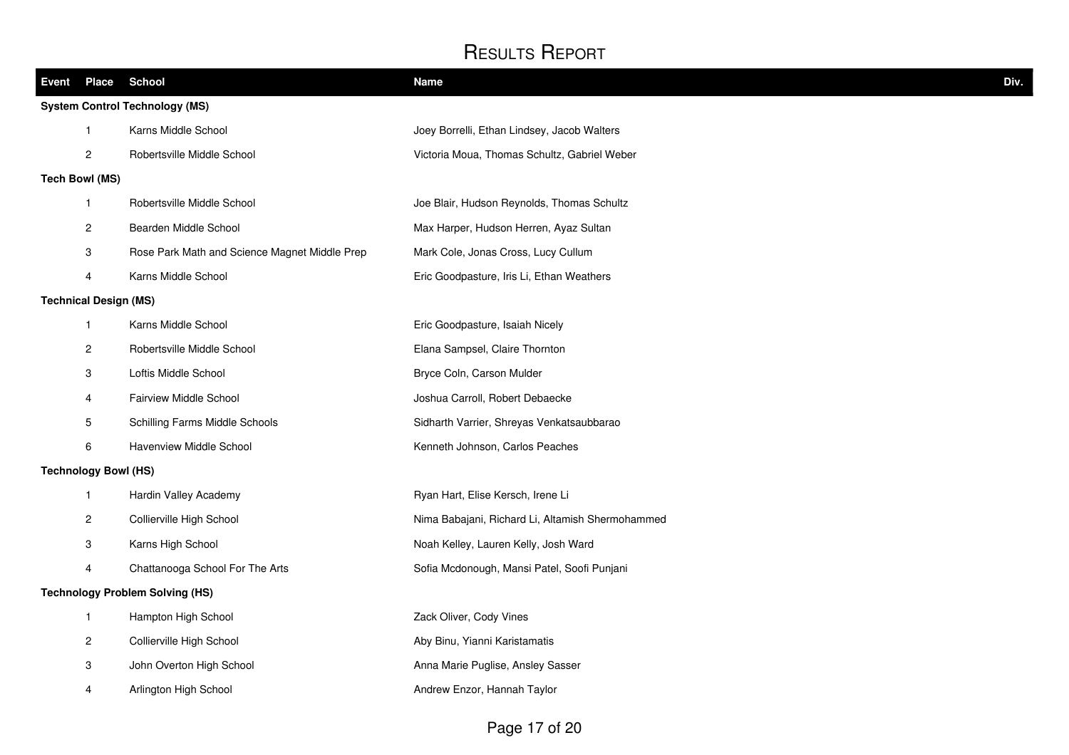# Results Report

| Event | Place | School | Name | Div. |
|---|---|---|---|---|
| **System Control Technology (MS)** | | | | |
| | 1 | Karns Middle School | Joey Borrelli, Ethan Lindsey, Jacob Walters | |
| | 2 | Robertsville Middle School | Victoria Moua, Thomas Schultz, Gabriel Weber | |
| **Tech Bowl (MS)** | | | | |
| | 1 | Robertsville Middle School | Joe Blair, Hudson Reynolds, Thomas Schultz | |
| | 2 | Bearden Middle School | Max Harper, Hudson Herren, Ayaz Sultan | |
| | 3 | Rose Park Math and Science Magnet Middle Prep | Mark Cole, Jonas Cross, Lucy Cullum | |
| | 4 | Karns Middle School | Eric Goodpasture, Iris Li, Ethan Weathers | |
| **Technical Design (MS)** | | | | |
| | 1 | Karns Middle School | Eric Goodpasture, Isaiah Nicely | |
| | 2 | Robertsville Middle School | Elana Sampsel, Claire Thornton | |
| | 3 | Loftis Middle School | Bryce Coln, Carson Mulder | |
| | 4 | Fairview Middle School | Joshua Carroll, Robert Debaecke | |
| | 5 | Schilling Farms Middle Schools | Sidharth Varrier, Shreyas Venkatsaubbarao | |
| | 6 | Havenview Middle School | Kenneth Johnson, Carlos Peaches | |
| **Technology Bowl (HS)** | | | | |
| | 1 | Hardin Valley Academy | Ryan Hart, Elise Kersch, Irene Li | |
| | 2 | Collierville High School | Nima Babajani, Richard Li, Altamish Shermohammed | |
| | 3 | Karns High School | Noah Kelley, Lauren Kelly, Josh Ward | |
| | 4 | Chattanooga School For The Arts | Sofia Mcdonough, Mansi Patel, Soofi Punjani | |
| **Technology Problem Solving (HS)** | | | | |
| | 1 | Hampton High School | Zack Oliver, Cody Vines | |
| | 2 | Collierville High School | Aby Binu, Yianni Karistamatis | |
| | 3 | John Overton High School | Anna Marie Puglise, Ansley Sasser | |
| | 4 | Arlington High School | Andrew Enzor, Hannah Taylor | |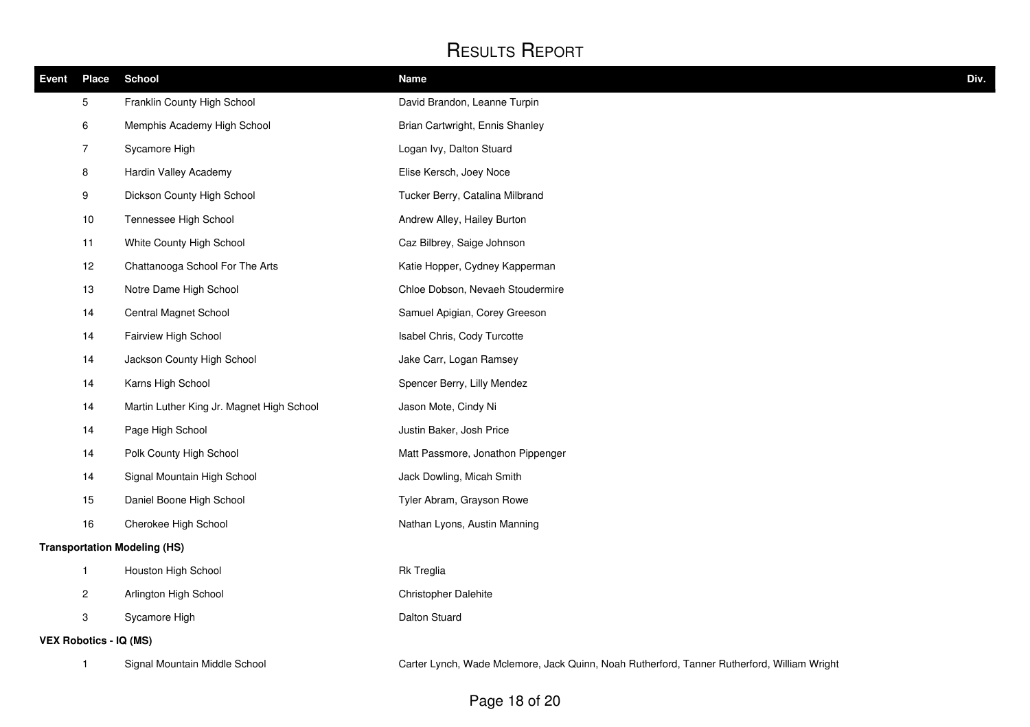# Results Report

| Event | Place | School | Name | Div. |
|---|---|---|---|---|
| | 5 | Franklin County High School | David Brandon, Leanne Turpin | |
| | 6 | Memphis Academy High School | Brian Cartwright, Ennis Shanley | |
| | 7 | Sycamore High | Logan Ivy, Dalton Stuard | |
| | 8 | Hardin Valley Academy | Elise Kersch, Joey Noce | |
| | 9 | Dickson County High School | Tucker Berry, Catalina Milbrand | |
| | 10 | Tennessee High School | Andrew Alley, Hailey Burton | |
| | 11 | White County High School | Caz Bilbrey, Saige Johnson | |
| | 12 | Chattanooga School For The Arts | Katie Hopper, Cydney Kapperman | |
| | 13 | Notre Dame High School | Chloe Dobson, Nevaeh Stoudermire | |
| | 14 | Central Magnet School | Samuel Apigian, Corey Greeson | |
| | 14 | Fairview High School | Isabel Chris, Cody Turcotte | |
| | 14 | Jackson County High School | Jake Carr, Logan Ramsey | |
| | 14 | Karns High School | Spencer Berry, Lilly Mendez | |
| | 14 | Martin Luther King Jr. Magnet High School | Jason Mote, Cindy Ni | |
| | 14 | Page High School | Justin Baker, Josh Price | |
| | 14 | Polk County High School | Matt Passmore, Jonathon Pippenger | |
| | 14 | Signal Mountain High School | Jack Dowling, Micah Smith | |
| | 15 | Daniel Boone High School | Tyler Abram, Grayson Rowe | |
| | 16 | Cherokee High School | Nathan Lyons, Austin Manning | |
| **Transportation Modeling (HS)** | | | | |
| | 1 | Houston High School | Rk Treglia | |
| | 2 | Arlington High School | Christopher Dalehite | |
| | 3 | Sycamore High | Dalton Stuard | |
| **VEX Robotics - IQ (MS)** | | | | |
| | 1 | Signal Mountain Middle School | Carter Lynch, Wade Mclemore, Jack Quinn, Noah Rutherford, Tanner Rutherford, William Wright | |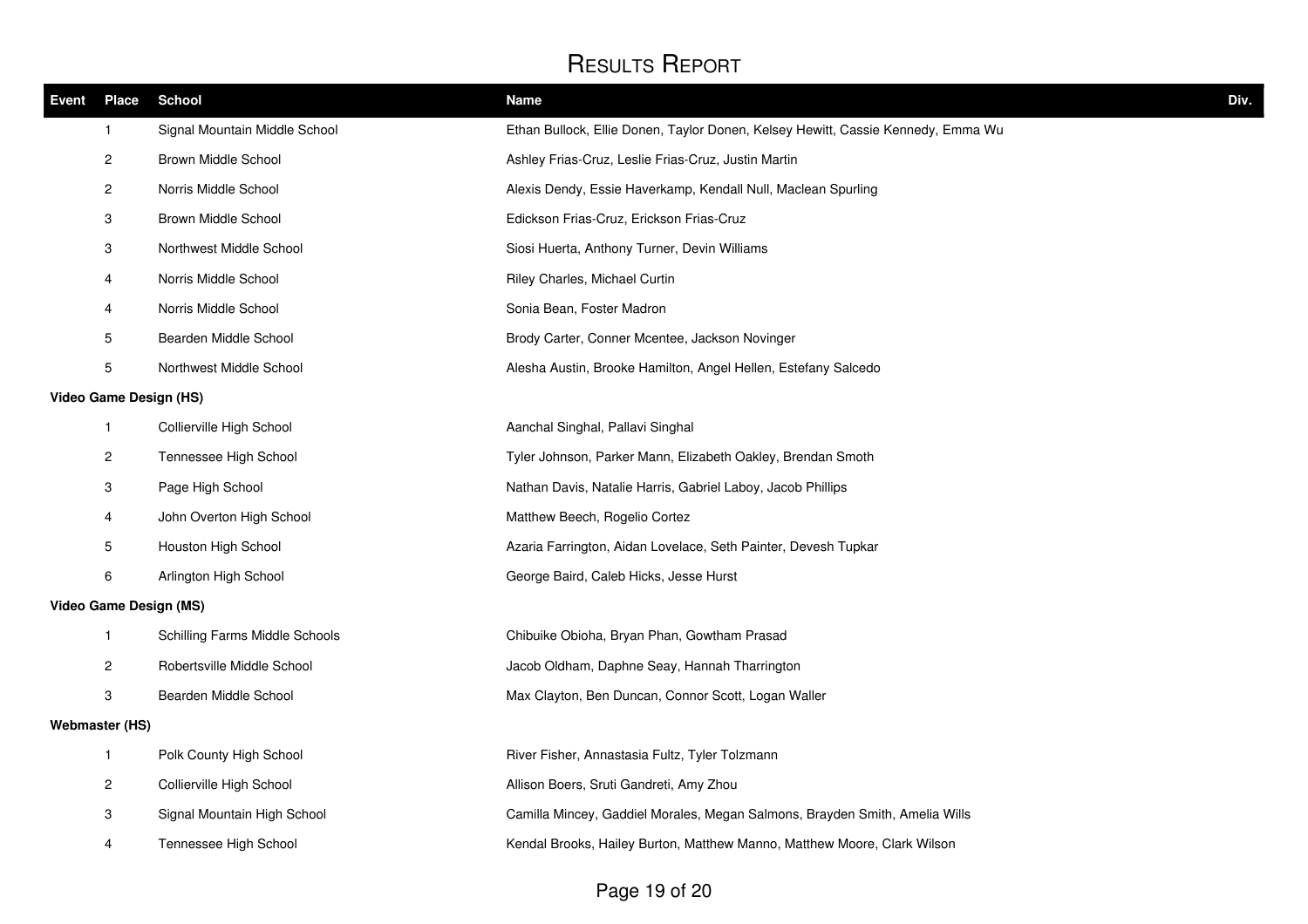# Results Report

| Event | Place | School | Name | Div. |
|---|---|---|---|---|
| | 1 | Signal Mountain Middle School | Ethan Bullock, Ellie Donen, Taylor Donen, Kelsey Hewitt, Cassie Kennedy, Emma Wu | |
| | 2 | Brown Middle School | Ashley Frias-Cruz, Leslie Frias-Cruz, Justin Martin | |
| | 2 | Norris Middle School | Alexis Dendy, Essie Haverkamp, Kendall Null, Maclean Spurling | |
| | 3 | Brown Middle School | Edickson Frias-Cruz, Erickson Frias-Cruz | |
| | 3 | Northwest Middle School | Siosi Huerta, Anthony Turner, Devin Williams | |
| | 4 | Norris Middle School | Riley Charles, Michael Curtin | |
| | 4 | Norris Middle School | Sonia Bean, Foster Madron | |
| | 5 | Bearden Middle School | Brody Carter, Conner Mcentee, Jackson Novinger | |
| | 5 | Northwest Middle School | Alesha Austin, Brooke Hamilton, Angel Hellen, Estefany Salcedo | |
| **Video Game Design (HS)** | | | | |
| | 1 | Collierville High School | Aanchal Singhal, Pallavi Singhal | |
| | 2 | Tennessee High School | Tyler Johnson, Parker Mann, Elizabeth Oakley, Brendan Smoth | |
| | 3 | Page High School | Nathan Davis, Natalie Harris, Gabriel Laboy, Jacob Phillips | |
| | 4 | John Overton High School | Matthew Beech, Rogelio Cortez | |
| | 5 | Houston High School | Azaria Farrington, Aidan Lovelace, Seth Painter, Devesh Tupkar | |
| | 6 | Arlington High School | George Baird, Caleb Hicks, Jesse Hurst | |
| **Video Game Design (MS)** | | | | |
| | 1 | Schilling Farms Middle Schools | Chibuike Obioha, Bryan Phan, Gowtham Prasad | |
| | 2 | Robertsville Middle School | Jacob Oldham, Daphne Seay, Hannah Tharrington | |
| | 3 | Bearden Middle School | Max Clayton, Ben Duncan, Connor Scott, Logan Waller | |
| **Webmaster (HS)** | | | | |
| | 1 | Polk County High School | River Fisher, Annastasia Fultz, Tyler Tolzmann | |
| | 2 | Collierville High School | Allison Boers, Sruti Gandreti, Amy Zhou | |
| | 3 | Signal Mountain High School | Camilla Mincey, Gaddiel Morales, Megan Salmons, Brayden Smith, Amelia Wills | |
| | 4 | Tennessee High School | Kendal Brooks, Hailey Burton, Matthew Manno, Matthew Moore, Clark Wilson | |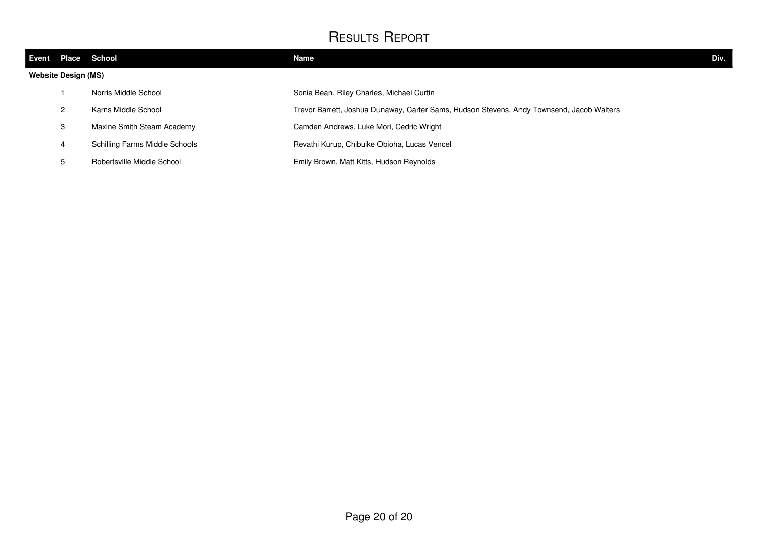# Results Report

| Event | Place | School | Name | Div. |
|---|---|---|---|---|
| **Website Design (MS)** | | | | |
| | 1 | Norris Middle School | Sonia Bean, Riley Charles, Michael Curtin | |
| | 2 | Karns Middle School | Trevor Barrett, Joshua Dunaway, Carter Sams, Hudson Stevens, Andy Townsend, Jacob Walters | |
| | 3 | Maxine Smith Steam Academy | Camden Andrews, Luke Mori, Cedric Wright | |
| | 4 | Schilling Farms Middle Schools | Revathi Kurup, Chibuike Obioha, Lucas Vencel | |
| | 5 | Robertsville Middle School | Emily Brown, Matt Kitts, Hudson Reynolds | |